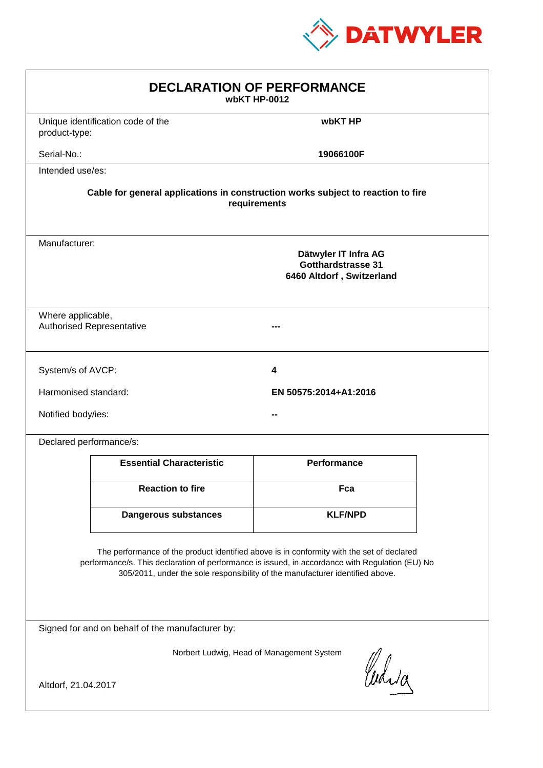DATWYLER

# DECLARATION OF PERFORMANCE

**wbKT HP-0012**

| | |
|---|---|
| Unique identification code of the product-type: | **wbKT HP** |
| Serial-No.: | **19066100F** |

Intended use/es:

**Cable for general applications in construction works subject to reaction to fire requirements**

Manufacturer:

**Dätwyler IT Infra AG**
**Gotthardstrasse 31**
**6460 Altdorf , Switzerland**

| | |
|---|---|
| Where applicable, Authorised Representative | --- |

| | |
|---|---|
| System/s of AVCP: | **4** |
| Harmonised standard: | **EN 50575:2014+A1:2016** |
| Notified body/ies: | -- |

Declared performance/s:

| Essential Characteristic | Performance |
|---|---|
| **Reaction to fire** | **Fca** |
| **Dangerous substances** | **KLF/NPD** |

The performance of the product identified above is in conformity with the set of declared performance/s. This declaration of performance is issued, in accordance with Regulation (EU) No 305/2011, under the sole responsibility of the manufacturer identified above.

Signed for and on behalf of the manufacturer by:

Norbert Ludwig, Head of Management System

Altdorf, 21.04.2017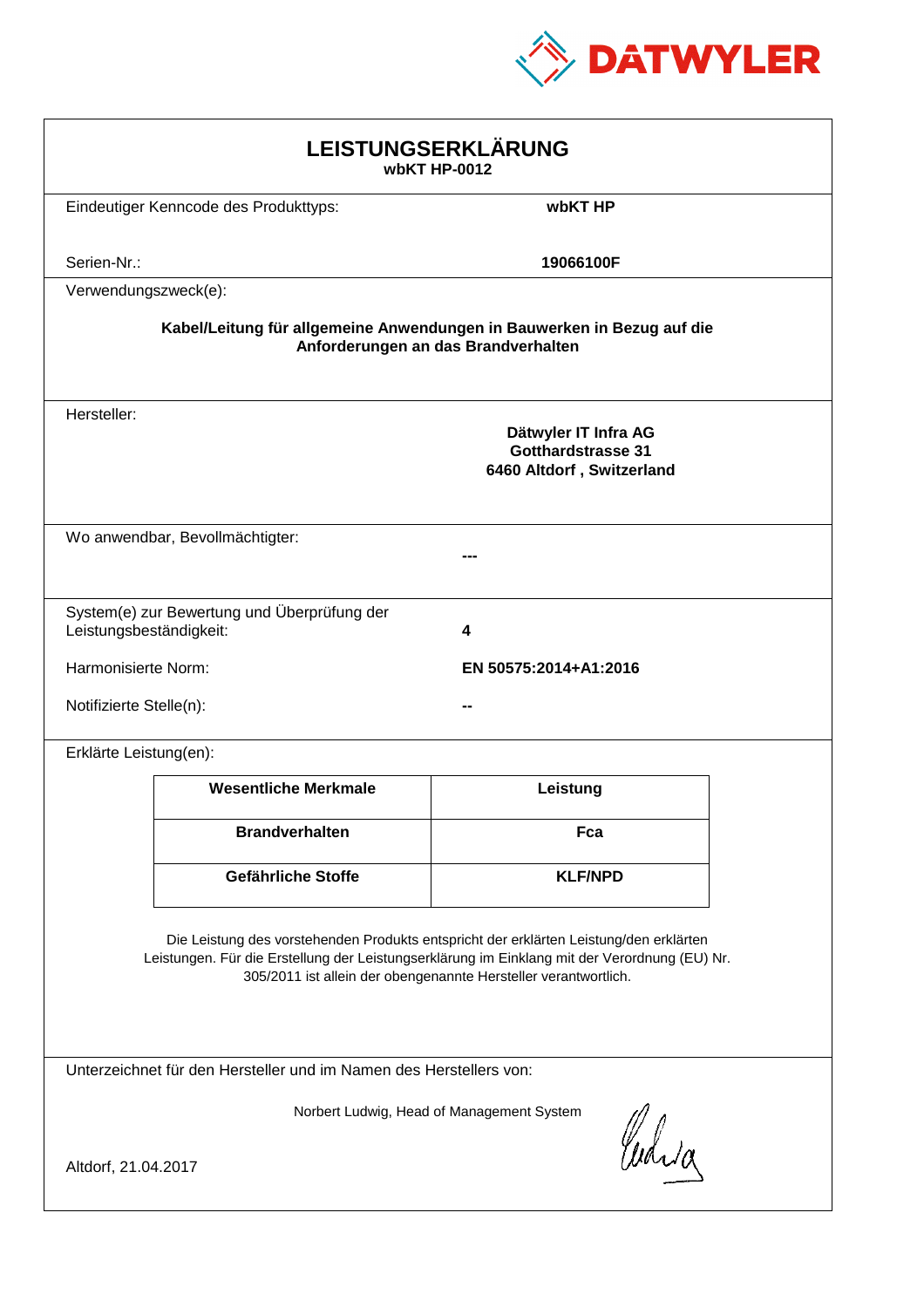DATWYLER

# LEISTUNGSERKLÄRUNG

**wbKT HP-0012**

Eindeutiger Kenncode des Produkttyps: **wbKT HP**

Serien-Nr.: **19066100F**

Verwendungszweck(e):

**Kabel/Leitung für allgemeine Anwendungen in Bauwerken in Bezug auf die Anforderungen an das Brandverhalten**

Hersteller:

**Dätwyler IT Infra AG**
**Gotthardstrasse 31**
**6460 Altdorf , Switzerland**

Wo anwendbar, Bevollmächtigter: **---**

System(e) zur Bewertung und Überprüfung der Leistungsbeständigkeit: **4**

Harmonisierte Norm: **EN 50575:2014+A1:2016**

Notifizierte Stelle(n): **--**

Erklärte Leistung(en):

| Wesentliche Merkmale | Leistung |
|---|---|
| **Brandverhalten** | **Fca** |
| **Gefährliche Stoffe** | **KLF/NPD** |

Die Leistung des vorstehenden Produkts entspricht der erklärten Leistung/den erklärten Leistungen. Für die Erstellung der Leistungserklärung im Einklang mit der Verordnung (EU) Nr. 305/2011 ist allein der obengenannte Hersteller verantwortlich.

Unterzeichnet für den Hersteller und im Namen des Herstellers von:

Norbert Ludwig, Head of Management System

Altdorf, 21.04.2017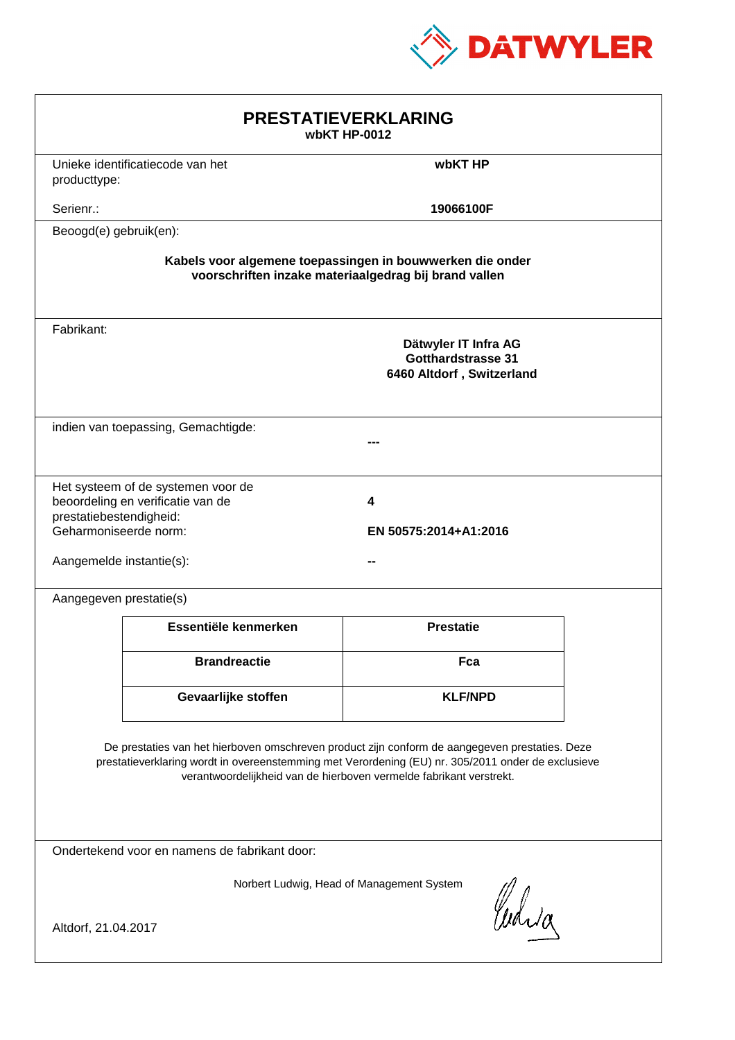DATWYLER

# PRESTATIEVERKLARING

**wbKT HP-0012**

Unieke identificatiecode van het producttype: **wbKT HP**

Serienr.: **19066100F**

Beoogd(e) gebruik(en):

**Kabels voor algemene toepassingen in bouwwerken die onder voorschriften inzake materiaalgedrag bij brand vallen**

Fabrikant:

**Dätwyler IT Infra AG**
**Gotthardstrasse 31**
**6460 Altdorf , Switzerland**

indien van toepassing, Gemachtigde: **---**

Het systeem of de systemen voor de beoordeling en verificatie van de prestatiebestendigheid: **4**

Geharmoniseerde norm: **EN 50575:2014+A1:2016**

Aangemelde instantie(s): **--**

Aangegeven prestatie(s)

| Essentiële kenmerken | Prestatie |
|---|---|
| **Brandreactie** | **Fca** |
| **Gevaarlijke stoffen** | **KLF/NPD** |

De prestaties van het hierboven omschreven product zijn conform de aangegeven prestaties. Deze prestatieverklaring wordt in overeenstemming met Verordening (EU) nr. 305/2011 onder de exclusieve verantwoordelijkheid van de hierboven vermelde fabrikant verstrekt.

Ondertekend voor en namens de fabrikant door:

Norbert Ludwig, Head of Management System

Altdorf, 21.04.2017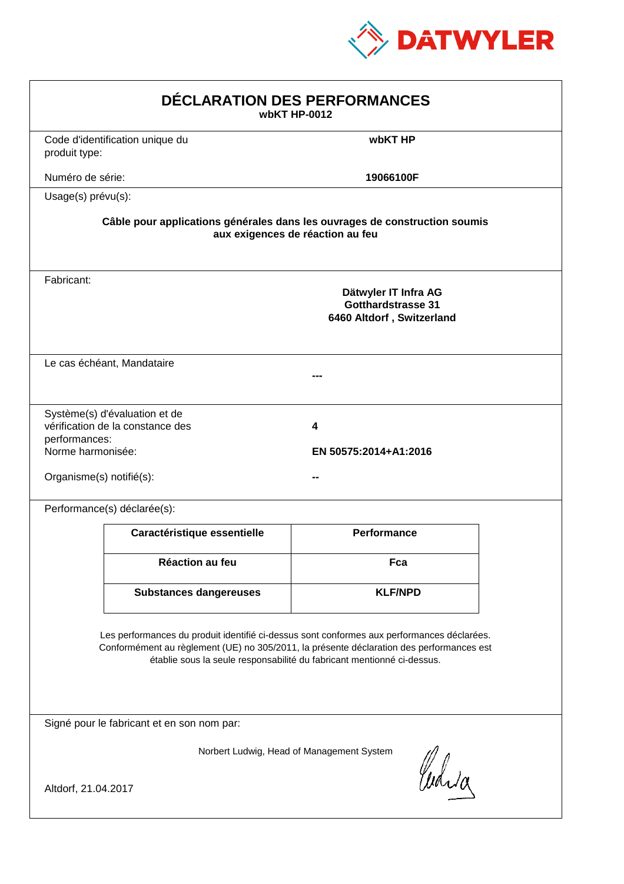DATWYLER

# DÉCLARATION DES PERFORMANCES

**wbKT HP-0012**

Code d'identification unique du produit type: **wbKT HP**

Numéro de série: **19066100F**

Usage(s) prévu(s):

**Câble pour applications générales dans les ouvrages de construction soumis aux exigences de réaction au feu**

Fabricant:

**Dätwyler IT Infra AG**
**Gotthardstrasse 31**
**6460 Altdorf , Switzerland**

Le cas échéant, Mandataire

**---**

Système(s) d'évaluation et de vérification de la constance des performances: **4**

Norme harmonisée: **EN 50575:2014+A1:2016**

Organisme(s) notifié(s): **--**

Performance(s) déclarée(s):

| Caractéristique essentielle | Performance |
|---|---|
| **Réaction au feu** | **Fca** |
| **Substances dangereuses** | **KLF/NPD** |

Les performances du produit identifié ci-dessus sont conformes aux performances déclarées. Conformément au règlement (UE) no 305/2011, la présente déclaration des performances est établie sous la seule responsabilité du fabricant mentionné ci-dessus.

Signé pour le fabricant et en son nom par:

Norbert Ludwig, Head of Management System

Altdorf, 21.04.2017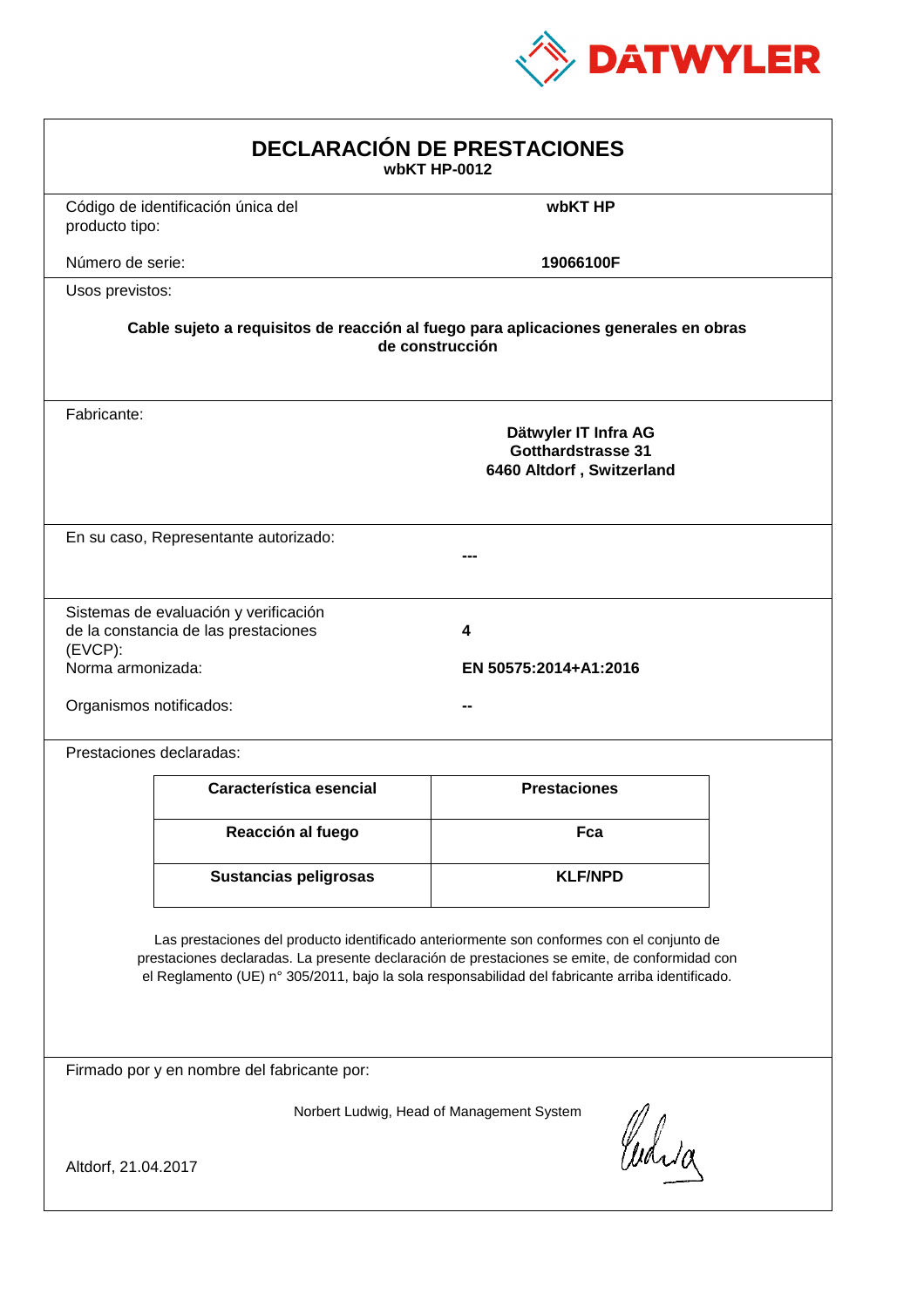DATWYLER

# DECLARACIÓN DE PRESTACIONES

**wbKT HP-0012**

Código de identificación única del producto tipo: **wbKT HP**

Número de serie: **19066100F**

Usos previstos:

**Cable sujeto a requisitos de reacción al fuego para aplicaciones generales en obras de construcción**

Fabricante:

**Dätwyler IT Infra AG**
**Gotthardstrasse 31**
**6460 Altdorf , Switzerland**

En su caso, Representante autorizado: **---**

Sistemas de evaluación y verificación de la constancia de las prestaciones (EVCP): **4**

Norma armonizada: **EN 50575:2014+A1:2016**

Organismos notificados: **--**

Prestaciones declaradas:

| Característica esencial | Prestaciones |
|---|---|
| **Reacción al fuego** | **Fca** |
| **Sustancias peligrosas** | **KLF/NPD** |

Las prestaciones del producto identificado anteriormente son conformes con el conjunto de prestaciones declaradas. La presente declaración de prestaciones se emite, de conformidad con el Reglamento (UE) n° 305/2011, bajo la sola responsabilidad del fabricante arriba identificado.

Firmado por y en nombre del fabricante por:

Norbert Ludwig, Head of Management System

Altdorf, 21.04.2017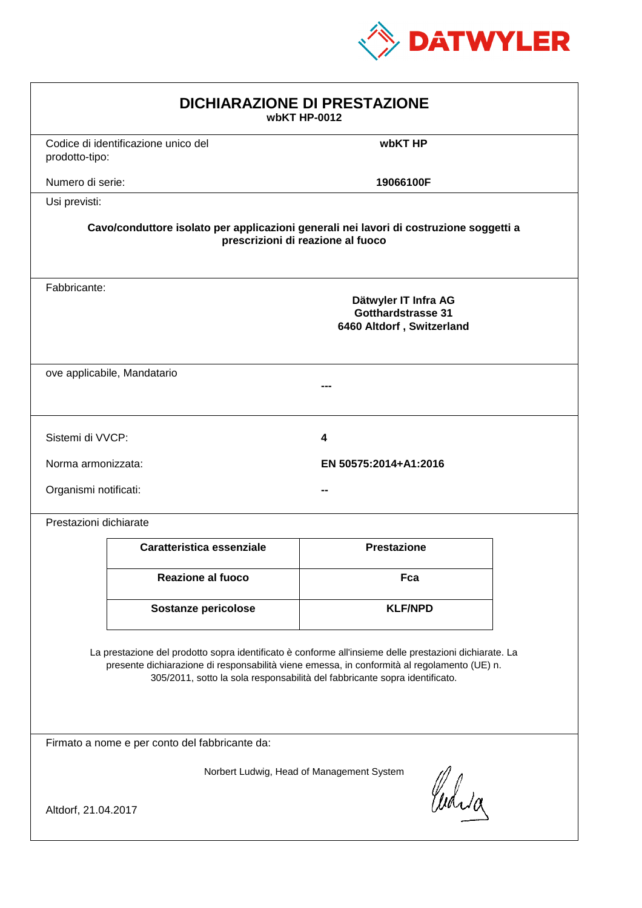DATWYLER

# DICHIARAZIONE DI PRESTAZIONE

**wbKT HP-0012**

Codice di identificazione unico del prodotto-tipo: **wbKT HP**

Numero di serie: **19066100F**

Usi previsti:

**Cavo/conduttore isolato per applicazioni generali nei lavori di costruzione soggetti a prescrizioni di reazione al fuoco**

Fabbricante:

**Dätwyler IT Infra AG**
**Gotthardstrasse 31**
**6460 Altdorf , Switzerland**

ove applicabile, Mandatario

**---**

Sistemi di VVCP: **4**

Norma armonizzata: **EN 50575:2014+A1:2016**

Organismi notificati: **--**

Prestazioni dichiarate

| Caratteristica essenziale | Prestazione |
|---|---|
| **Reazione al fuoco** | **Fca** |
| **Sostanze pericolose** | **KLF/NPD** |

La prestazione del prodotto sopra identificato è conforme all'insieme delle prestazioni dichiarate. La presente dichiarazione di responsabilità viene emessa, in conformità al regolamento (UE) n. 305/2011, sotto la sola responsabilità del fabbricante sopra identificato.

Firmato a nome e per conto del fabbricante da:

Norbert Ludwig, Head of Management System

Altdorf, 21.04.2017